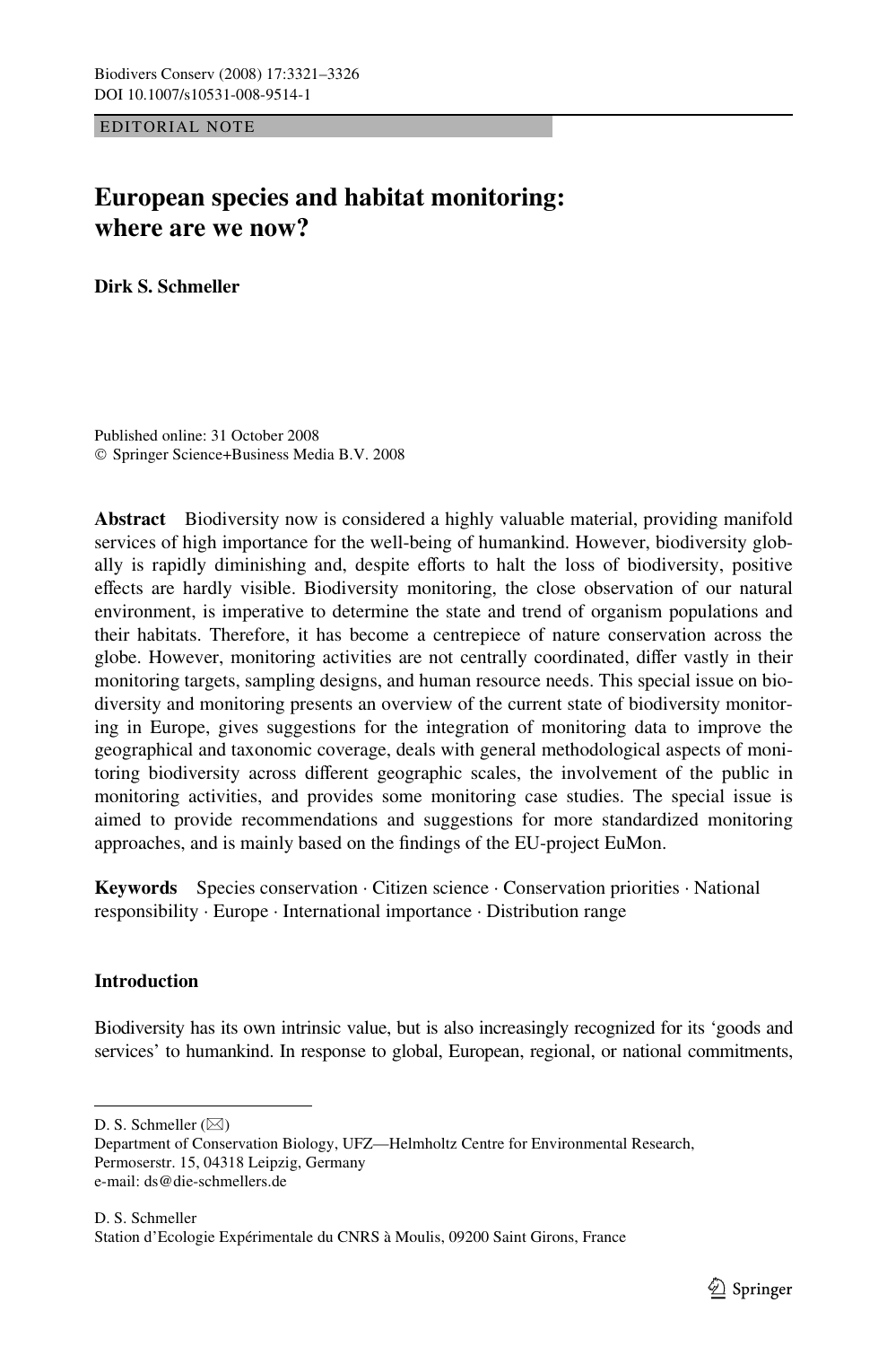EDITORIAL NOTE

# European species and habitat monitoring: where are we now?

**Dirk S. Schmeller**

Published online: 31 October 2008
© Springer Science+Business Media B.V. 2008

**Abstract** Biodiversity now is considered a highly valuable material, providing manifold services of high importance for the well-being of humankind. However, biodiversity globally is rapidly diminishing and, despite efforts to halt the loss of biodiversity, positive effects are hardly visible. Biodiversity monitoring, the close observation of our natural environment, is imperative to determine the state and trend of organism populations and their habitats. Therefore, it has become a centrepiece of nature conservation across the globe. However, monitoring activities are not centrally coordinated, differ vastly in their monitoring targets, sampling designs, and human resource needs. This special issue on biodiversity and monitoring presents an overview of the current state of biodiversity monitoring in Europe, gives suggestions for the integration of monitoring data to improve the geographical and taxonomic coverage, deals with general methodological aspects of monitoring biodiversity across different geographic scales, the involvement of the public in monitoring activities, and provides some monitoring case studies. The special issue is aimed to provide recommendations and suggestions for more standardized monitoring approaches, and is mainly based on the findings of the EU-project EuMon.

**Keywords** Species conservation · Citizen science · Conservation priorities · National responsibility · Europe · International importance · Distribution range

## Introduction

Biodiversity has its own intrinsic value, but is also increasingly recognized for its 'goods and services' to humankind. In response to global, European, regional, or national commitments,

---

D. S. Schmeller (✉)
Department of Conservation Biology, UFZ—Helmholtz Centre for Environmental Research, Permoserstr. 15, 04318 Leipzig, Germany
e-mail: ds@die-schmellers.de

D. S. Schmeller
Station d'Ecologie Expérimentale du CNRS à Moulis, 09200 Saint Girons, France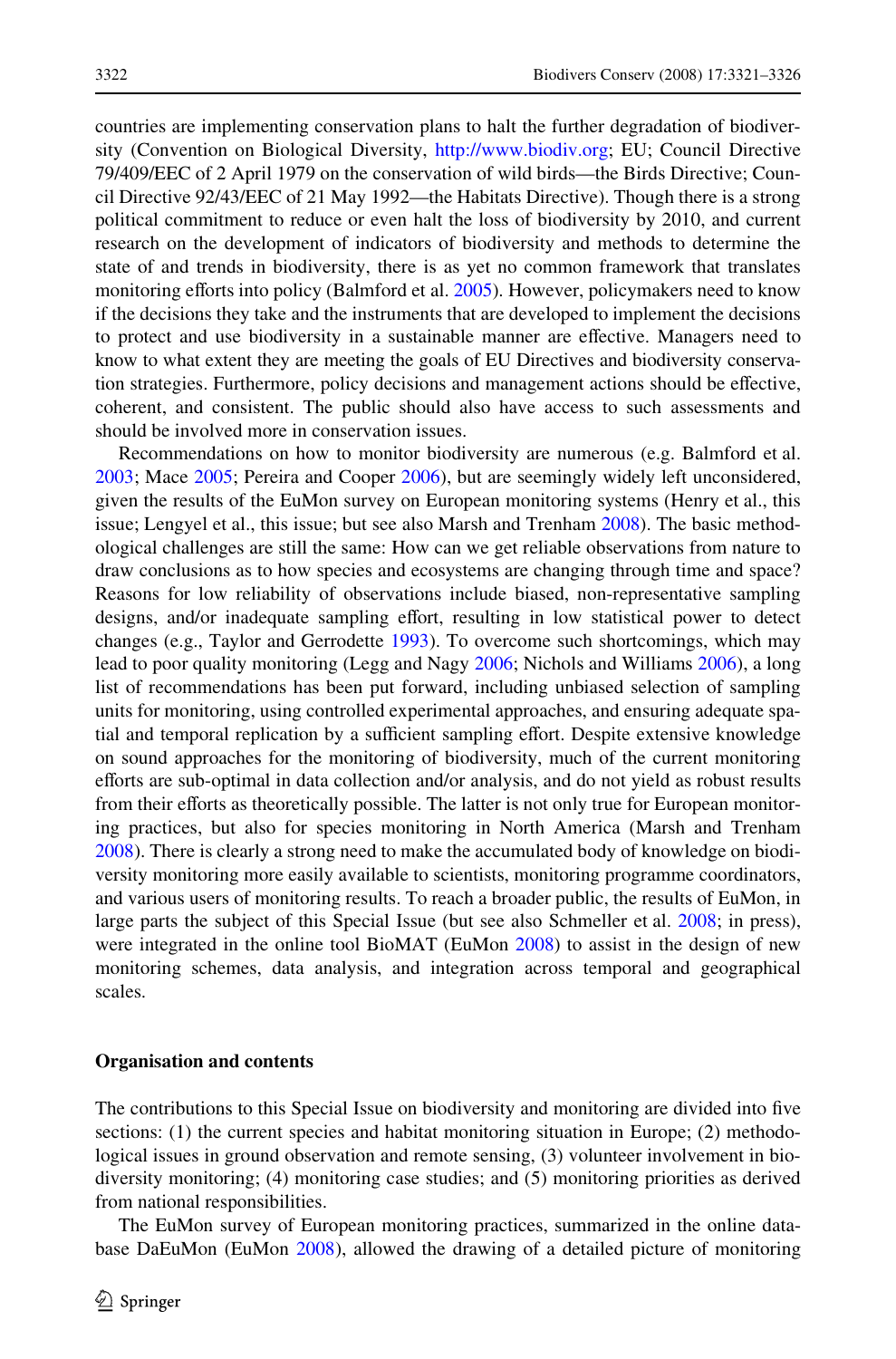countries are implementing conservation plans to halt the further degradation of biodiversity (Convention on Biological Diversity, http://www.biodiv.org; EU; Council Directive 79/409/EEC of 2 April 1979 on the conservation of wild birds—the Birds Directive; Council Directive 92/43/EEC of 21 May 1992—the Habitats Directive). Though there is a strong political commitment to reduce or even halt the loss of biodiversity by 2010, and current research on the development of indicators of biodiversity and methods to determine the state of and trends in biodiversity, there is as yet no common framework that translates monitoring efforts into policy (Balmford et al. 2005). However, policymakers need to know if the decisions they take and the instruments that are developed to implement the decisions to protect and use biodiversity in a sustainable manner are effective. Managers need to know to what extent they are meeting the goals of EU Directives and biodiversity conservation strategies. Furthermore, policy decisions and management actions should be effective, coherent, and consistent. The public should also have access to such assessments and should be involved more in conservation issues.

Recommendations on how to monitor biodiversity are numerous (e.g. Balmford et al. 2003; Mace 2005; Pereira and Cooper 2006), but are seemingly widely left unconsidered, given the results of the EuMon survey on European monitoring systems (Henry et al., this issue; Lengyel et al., this issue; but see also Marsh and Trenham 2008). The basic methodological challenges are still the same: How can we get reliable observations from nature to draw conclusions as to how species and ecosystems are changing through time and space? Reasons for low reliability of observations include biased, non-representative sampling designs, and/or inadequate sampling effort, resulting in low statistical power to detect changes (e.g., Taylor and Gerrodette 1993). To overcome such shortcomings, which may lead to poor quality monitoring (Legg and Nagy 2006; Nichols and Williams 2006), a long list of recommendations has been put forward, including unbiased selection of sampling units for monitoring, using controlled experimental approaches, and ensuring adequate spatial and temporal replication by a sufficient sampling effort. Despite extensive knowledge on sound approaches for the monitoring of biodiversity, much of the current monitoring efforts are sub-optimal in data collection and/or analysis, and do not yield as robust results from their efforts as theoretically possible. The latter is not only true for European monitoring practices, but also for species monitoring in North America (Marsh and Trenham 2008). There is clearly a strong need to make the accumulated body of knowledge on biodiversity monitoring more easily available to scientists, monitoring programme coordinators, and various users of monitoring results. To reach a broader public, the results of EuMon, in large parts the subject of this Special Issue (but see also Schmeller et al. 2008; in press), were integrated in the online tool BioMAT (EuMon 2008) to assist in the design of new monitoring schemes, data analysis, and integration across temporal and geographical scales.

## Organisation and contents

The contributions to this Special Issue on biodiversity and monitoring are divided into five sections: (1) the current species and habitat monitoring situation in Europe; (2) methodological issues in ground observation and remote sensing, (3) volunteer involvement in biodiversity monitoring; (4) monitoring case studies; and (5) monitoring priorities as derived from national responsibilities.

The EuMon survey of European monitoring practices, summarized in the online database DaEuMon (EuMon 2008), allowed the drawing of a detailed picture of monitoring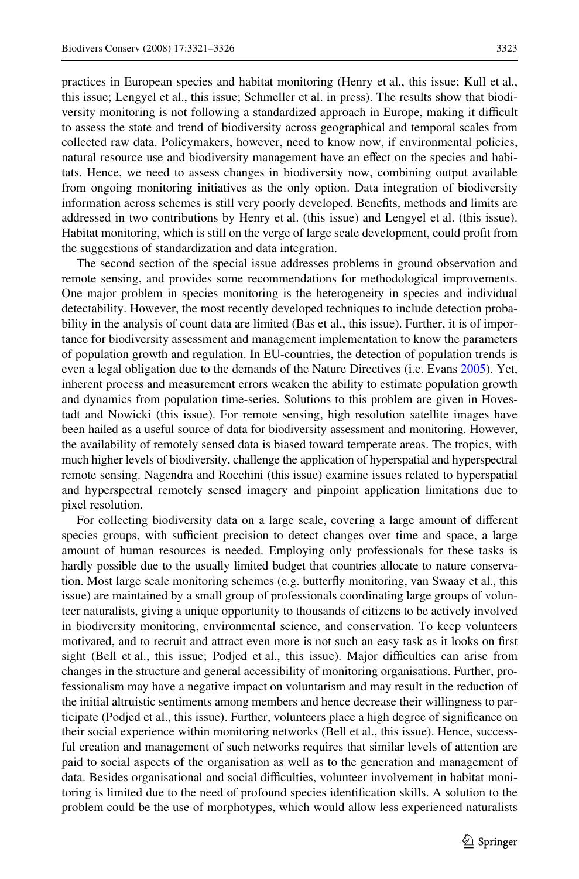practices in European species and habitat monitoring (Henry et al., this issue; Kull et al., this issue; Lengyel et al., this issue; Schmeller et al. in press). The results show that biodiversity monitoring is not following a standardized approach in Europe, making it difficult to assess the state and trend of biodiversity across geographical and temporal scales from collected raw data. Policymakers, however, need to know now, if environmental policies, natural resource use and biodiversity management have an effect on the species and habitats. Hence, we need to assess changes in biodiversity now, combining output available from ongoing monitoring initiatives as the only option. Data integration of biodiversity information across schemes is still very poorly developed. Benefits, methods and limits are addressed in two contributions by Henry et al. (this issue) and Lengyel et al. (this issue). Habitat monitoring, which is still on the verge of large scale development, could profit from the suggestions of standardization and data integration.

The second section of the special issue addresses problems in ground observation and remote sensing, and provides some recommendations for methodological improvements. One major problem in species monitoring is the heterogeneity in species and individual detectability. However, the most recently developed techniques to include detection probability in the analysis of count data are limited (Bas et al., this issue). Further, it is of importance for biodiversity assessment and management implementation to know the parameters of population growth and regulation. In EU-countries, the detection of population trends is even a legal obligation due to the demands of the Nature Directives (i.e. Evans 2005). Yet, inherent process and measurement errors weaken the ability to estimate population growth and dynamics from population time-series. Solutions to this problem are given in Hovestadt and Nowicki (this issue). For remote sensing, high resolution satellite images have been hailed as a useful source of data for biodiversity assessment and monitoring. However, the availability of remotely sensed data is biased toward temperate areas. The tropics, with much higher levels of biodiversity, challenge the application of hyperspatial and hyperspectral remote sensing. Nagendra and Rocchini (this issue) examine issues related to hyperspatial and hyperspectral remotely sensed imagery and pinpoint application limitations due to pixel resolution.

For collecting biodiversity data on a large scale, covering a large amount of different species groups, with sufficient precision to detect changes over time and space, a large amount of human resources is needed. Employing only professionals for these tasks is hardly possible due to the usually limited budget that countries allocate to nature conservation. Most large scale monitoring schemes (e.g. butterfly monitoring, van Swaay et al., this issue) are maintained by a small group of professionals coordinating large groups of volunteer naturalists, giving a unique opportunity to thousands of citizens to be actively involved in biodiversity monitoring, environmental science, and conservation. To keep volunteers motivated, and to recruit and attract even more is not such an easy task as it looks on first sight (Bell et al., this issue; Podjed et al., this issue). Major difficulties can arise from changes in the structure and general accessibility of monitoring organisations. Further, professionalism may have a negative impact on voluntarism and may result in the reduction of the initial altruistic sentiments among members and hence decrease their willingness to participate (Podjed et al., this issue). Further, volunteers place a high degree of significance on their social experience within monitoring networks (Bell et al., this issue). Hence, successful creation and management of such networks requires that similar levels of attention are paid to social aspects of the organisation as well as to the generation and management of data. Besides organisational and social difficulties, volunteer involvement in habitat monitoring is limited due to the need of profound species identification skills. A solution to the problem could be the use of morphotypes, which would allow less experienced naturalists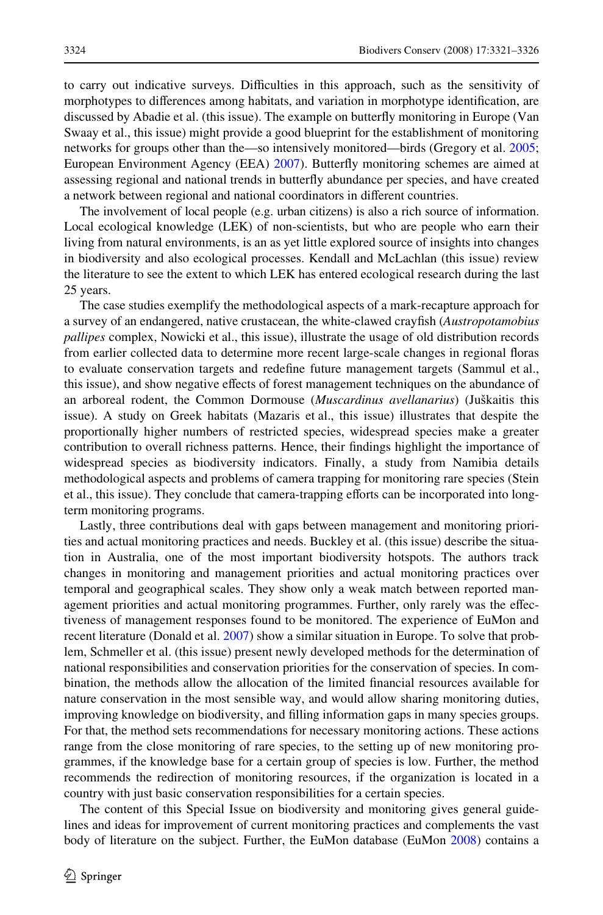to carry out indicative surveys. Difficulties in this approach, such as the sensitivity of morphotypes to differences among habitats, and variation in morphotype identification, are discussed by Abadie et al. (this issue). The example on butterfly monitoring in Europe (Van Swaay et al., this issue) might provide a good blueprint for the establishment of monitoring networks for groups other than the—so intensively monitored—birds (Gregory et al. 2005; European Environment Agency (EEA) 2007). Butterfly monitoring schemes are aimed at assessing regional and national trends in butterfly abundance per species, and have created a network between regional and national coordinators in different countries.

The involvement of local people (e.g. urban citizens) is also a rich source of information. Local ecological knowledge (LEK) of non-scientists, but who are people who earn their living from natural environments, is an as yet little explored source of insights into changes in biodiversity and also ecological processes. Kendall and McLachlan (this issue) review the literature to see the extent to which LEK has entered ecological research during the last 25 years.

The case studies exemplify the methodological aspects of a mark-recapture approach for a survey of an endangered, native crustacean, the white-clawed crayfish (*Austropotamobius pallipes* complex, Nowicki et al., this issue), illustrate the usage of old distribution records from earlier collected data to determine more recent large-scale changes in regional floras to evaluate conservation targets and redefine future management targets (Sammul et al., this issue), and show negative effects of forest management techniques on the abundance of an arboreal rodent, the Common Dormouse (*Muscardinus avellanarius*) (Juškaitis this issue). A study on Greek habitats (Mazaris et al., this issue) illustrates that despite the proportionally higher numbers of restricted species, widespread species make a greater contribution to overall richness patterns. Hence, their findings highlight the importance of widespread species as biodiversity indicators. Finally, a study from Namibia details methodological aspects and problems of camera trapping for monitoring rare species (Stein et al., this issue). They conclude that camera-trapping efforts can be incorporated into long-term monitoring programs.

Lastly, three contributions deal with gaps between management and monitoring priorities and actual monitoring practices and needs. Buckley et al. (this issue) describe the situation in Australia, one of the most important biodiversity hotspots. The authors track changes in monitoring and management priorities and actual monitoring practices over temporal and geographical scales. They show only a weak match between reported management priorities and actual monitoring programmes. Further, only rarely was the effectiveness of management responses found to be monitored. The experience of EuMon and recent literature (Donald et al. 2007) show a similar situation in Europe. To solve that problem, Schmeller et al. (this issue) present newly developed methods for the determination of national responsibilities and conservation priorities for the conservation of species. In combination, the methods allow the allocation of the limited financial resources available for nature conservation in the most sensible way, and would allow sharing monitoring duties, improving knowledge on biodiversity, and filling information gaps in many species groups. For that, the method sets recommendations for necessary monitoring actions. These actions range from the close monitoring of rare species, to the setting up of new monitoring programmes, if the knowledge base for a certain group of species is low. Further, the method recommends the redirection of monitoring resources, if the organization is located in a country with just basic conservation responsibilities for a certain species.

The content of this Special Issue on biodiversity and monitoring gives general guidelines and ideas for improvement of current monitoring practices and complements the vast body of literature on the subject. Further, the EuMon database (EuMon 2008) contains a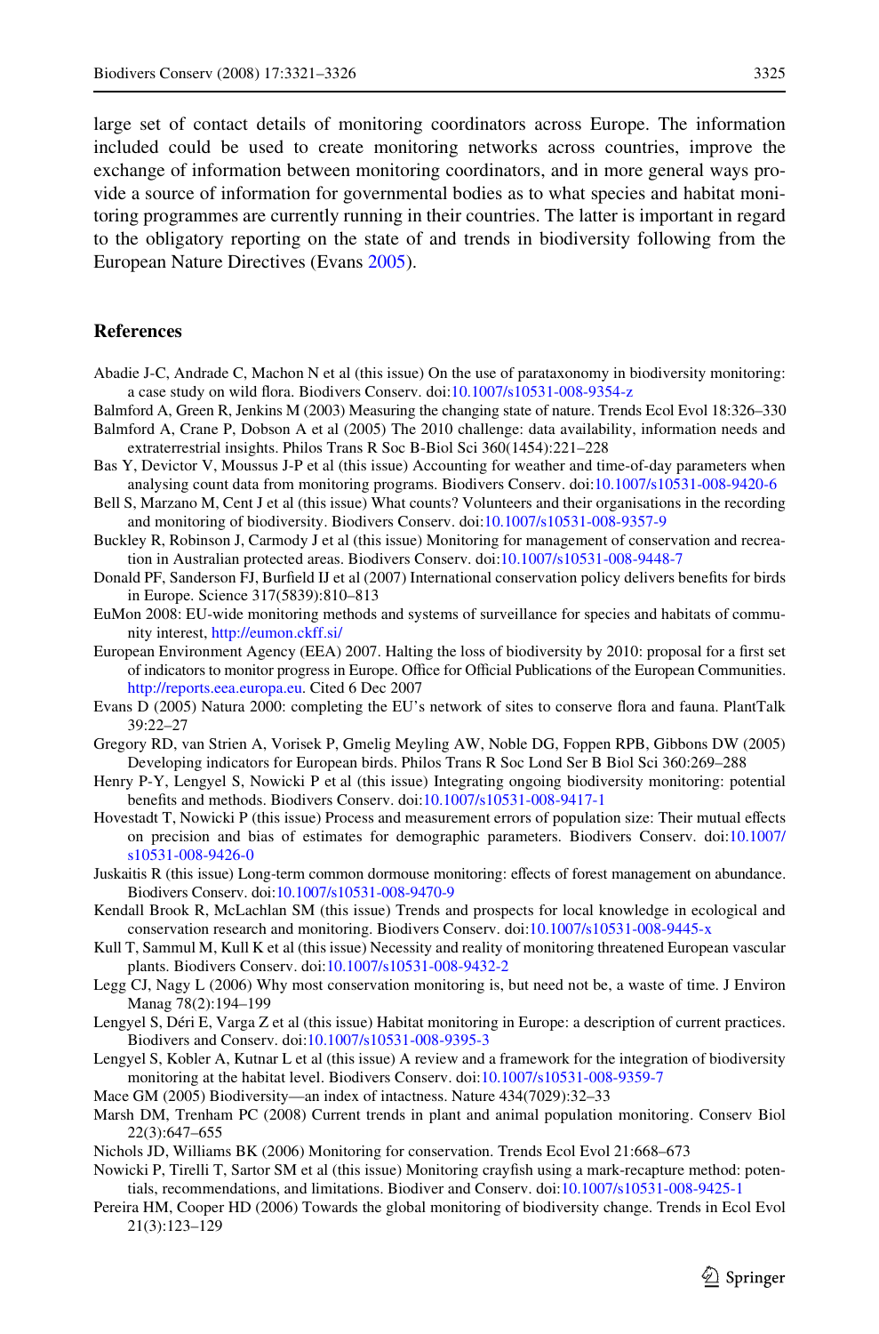large set of contact details of monitoring coordinators across Europe. The information included could be used to create monitoring networks across countries, improve the exchange of information between monitoring coordinators, and in more general ways provide a source of information for governmental bodies as to what species and habitat monitoring programmes are currently running in their countries. The latter is important in regard to the obligatory reporting on the state of and trends in biodiversity following from the European Nature Directives (Evans 2005).

## References

Abadie J-C, Andrade C, Machon N et al (this issue) On the use of parataxonomy in biodiversity monitoring: a case study on wild flora. Biodivers Conserv. doi:10.1007/s10531-008-9354-z

Balmford A, Green R, Jenkins M (2003) Measuring the changing state of nature. Trends Ecol Evol 18:326–330

Balmford A, Crane P, Dobson A et al (2005) The 2010 challenge: data availability, information needs and extraterrestrial insights. Philos Trans R Soc B-Biol Sci 360(1454):221–228

Bas Y, Devictor V, Moussus J-P et al (this issue) Accounting for weather and time-of-day parameters when analysing count data from monitoring programs. Biodivers Conserv. doi:10.1007/s10531-008-9420-6

Bell S, Marzano M, Cent J et al (this issue) What counts? Volunteers and their organisations in the recording and monitoring of biodiversity. Biodivers Conserv. doi:10.1007/s10531-008-9357-9

Buckley R, Robinson J, Carmody J et al (this issue) Monitoring for management of conservation and recreation in Australian protected areas. Biodivers Conserv. doi:10.1007/s10531-008-9448-7

Donald PF, Sanderson FJ, Burfield IJ et al (2007) International conservation policy delivers benefits for birds in Europe. Science 317(5839):810–813

EuMon 2008: EU-wide monitoring methods and systems of surveillance for species and habitats of community interest, http://eumon.ckff.si/

European Environment Agency (EEA) 2007. Halting the loss of biodiversity by 2010: proposal for a first set of indicators to monitor progress in Europe. Office for Official Publications of the European Communities. http://reports.eea.europa.eu. Cited 6 Dec 2007

Evans D (2005) Natura 2000: completing the EU's network of sites to conserve flora and fauna. PlantTalk 39:22–27

Gregory RD, van Strien A, Vorisek P, Gmelig Meyling AW, Noble DG, Foppen RPB, Gibbons DW (2005) Developing indicators for European birds. Philos Trans R Soc Lond Ser B Biol Sci 360:269–288

Henry P-Y, Lengyel S, Nowicki P et al (this issue) Integrating ongoing biodiversity monitoring: potential benefits and methods. Biodivers Conserv. doi:10.1007/s10531-008-9417-1

Hovestadt T, Nowicki P (this issue) Process and measurement errors of population size: Their mutual effects on precision and bias of estimates for demographic parameters. Biodivers Conserv. doi:10.1007/s10531-008-9426-0

Juskaitis R (this issue) Long-term common dormouse monitoring: effects of forest management on abundance. Biodivers Conserv. doi:10.1007/s10531-008-9470-9

Kendall Brook R, McLachlan SM (this issue) Trends and prospects for local knowledge in ecological and conservation research and monitoring. Biodivers Conserv. doi:10.1007/s10531-008-9445-x

Kull T, Sammul M, Kull K et al (this issue) Necessity and reality of monitoring threatened European vascular plants. Biodivers Conserv. doi:10.1007/s10531-008-9432-2

Legg CJ, Nagy L (2006) Why most conservation monitoring is, but need not be, a waste of time. J Environ Manag 78(2):194–199

Lengyel S, Déri E, Varga Z et al (this issue) Habitat monitoring in Europe: a description of current practices. Biodivers and Conserv. doi:10.1007/s10531-008-9395-3

Lengyel S, Kobler A, Kutnar L et al (this issue) A review and a framework for the integration of biodiversity monitoring at the habitat level. Biodivers Conserv. doi:10.1007/s10531-008-9359-7

Mace GM (2005) Biodiversity—an index of intactness. Nature 434(7029):32–33

Marsh DM, Trenham PC (2008) Current trends in plant and animal population monitoring. Conserv Biol 22(3):647–655

Nichols JD, Williams BK (2006) Monitoring for conservation. Trends Ecol Evol 21:668–673

Nowicki P, Tirelli T, Sartor SM et al (this issue) Monitoring crayfish using a mark-recapture method: potentials, recommendations, and limitations. Biodiver and Conserv. doi:10.1007/s10531-008-9425-1

Pereira HM, Cooper HD (2006) Towards the global monitoring of biodiversity change. Trends in Ecol Evol 21(3):123–129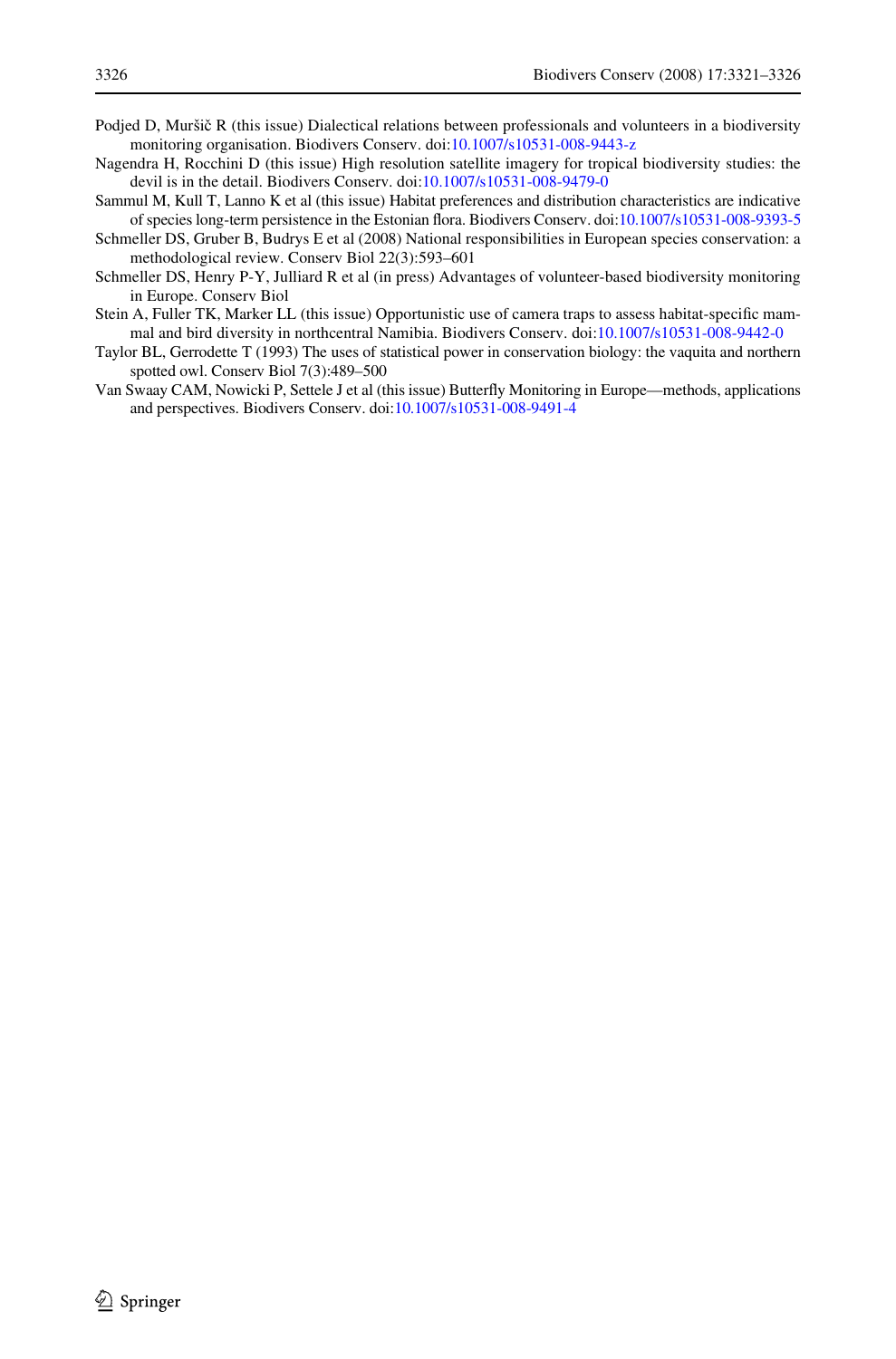Podjed D, Muršič R (this issue) Dialectical relations between professionals and volunteers in a biodiversity monitoring organisation. Biodivers Conserv. doi:10.1007/s10531-008-9443-z

Nagendra H, Rocchini D (this issue) High resolution satellite imagery for tropical biodiversity studies: the devil is in the detail. Biodivers Conserv. doi:10.1007/s10531-008-9479-0

Sammul M, Kull T, Lanno K et al (this issue) Habitat preferences and distribution characteristics are indicative of species long-term persistence in the Estonian flora. Biodivers Conserv. doi:10.1007/s10531-008-9393-5

Schmeller DS, Gruber B, Budrys E et al (2008) National responsibilities in European species conservation: a methodological review. Conserv Biol 22(3):593–601

Schmeller DS, Henry P-Y, Julliard R et al (in press) Advantages of volunteer-based biodiversity monitoring in Europe. Conserv Biol

Stein A, Fuller TK, Marker LL (this issue) Opportunistic use of camera traps to assess habitat-specific mammal and bird diversity in northcentral Namibia. Biodivers Conserv. doi:10.1007/s10531-008-9442-0

Taylor BL, Gerrodette T (1993) The uses of statistical power in conservation biology: the vaquita and northern spotted owl. Conserv Biol 7(3):489–500

Van Swaay CAM, Nowicki P, Settele J et al (this issue) Butterfly Monitoring in Europe—methods, applications and perspectives. Biodivers Conserv. doi:10.1007/s10531-008-9491-4